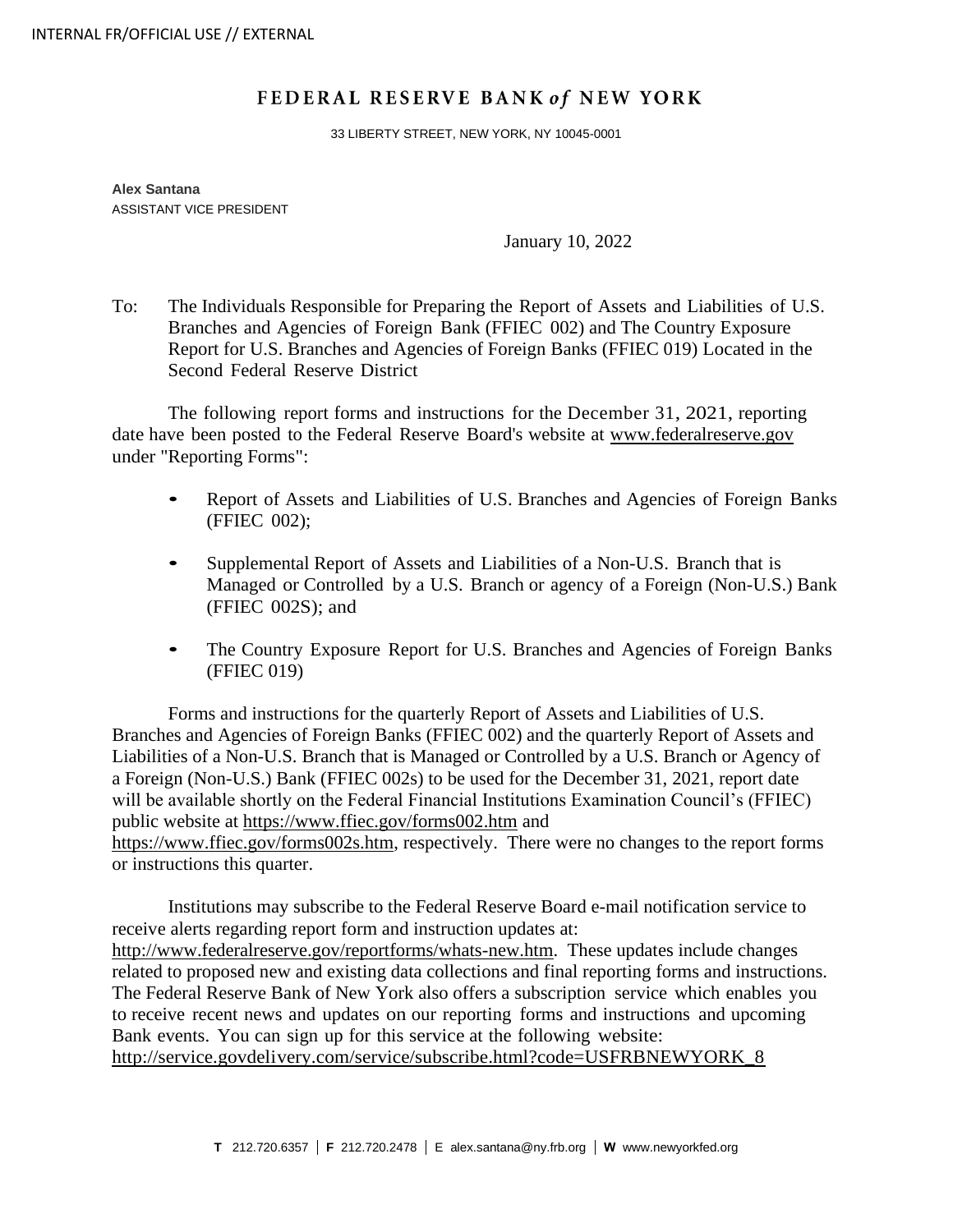INTERNAL FR/OFFICIAL USE // EXTERNAL

# FEDERAL RESERVE BANK *of* NEW YORK

33 LIBERTY STREET, NEW YORK, NY 10045-0001

**Alex Santana**
ASSISTANT VICE PRESIDENT

January 10, 2022

To: The Individuals Responsible for Preparing the Report of Assets and Liabilities of U.S. Branches and Agencies of Foreign Bank (FFIEC 002) and The Country Exposure Report for U.S. Branches and Agencies of Foreign Banks (FFIEC 019) Located in the Second Federal Reserve District

The following report forms and instructions for the December 31, 2021, reporting date have been posted to the Federal Reserve Board's website at www.federalreserve.gov under "Reporting Forms":

- Report of Assets and Liabilities of U.S. Branches and Agencies of Foreign Banks (FFIEC 002);
- Supplemental Report of Assets and Liabilities of a Non-U.S. Branch that is Managed or Controlled by a U.S. Branch or agency of a Foreign (Non-U.S.) Bank (FFIEC 002S); and
- The Country Exposure Report for U.S. Branches and Agencies of Foreign Banks (FFIEC 019)

Forms and instructions for the quarterly Report of Assets and Liabilities of U.S. Branches and Agencies of Foreign Banks (FFIEC 002) and the quarterly Report of Assets and Liabilities of a Non-U.S. Branch that is Managed or Controlled by a U.S. Branch or Agency of a Foreign (Non-U.S.) Bank (FFIEC 002s) to be used for the December 31, 2021, report date will be available shortly on the Federal Financial Institutions Examination Council's (FFIEC) public website at https://www.ffiec.gov/forms002.htm and https://www.ffiec.gov/forms002s.htm, respectively. There were no changes to the report forms or instructions this quarter.

Institutions may subscribe to the Federal Reserve Board e-mail notification service to receive alerts regarding report form and instruction updates at: http://www.federalreserve.gov/reportforms/whats-new.htm. These updates include changes related to proposed new and existing data collections and final reporting forms and instructions. The Federal Reserve Bank of New York also offers a subscription service which enables you to receive recent news and updates on our reporting forms and instructions and upcoming Bank events. You can sign up for this service at the following website: http://service.govdelivery.com/service/subscribe.html?code=USFRBNEWYORK_8

**T** 212.720.6357 | **F** 212.720.2478 | E alex.santana@ny.frb.org | **W** www.newyorkfed.org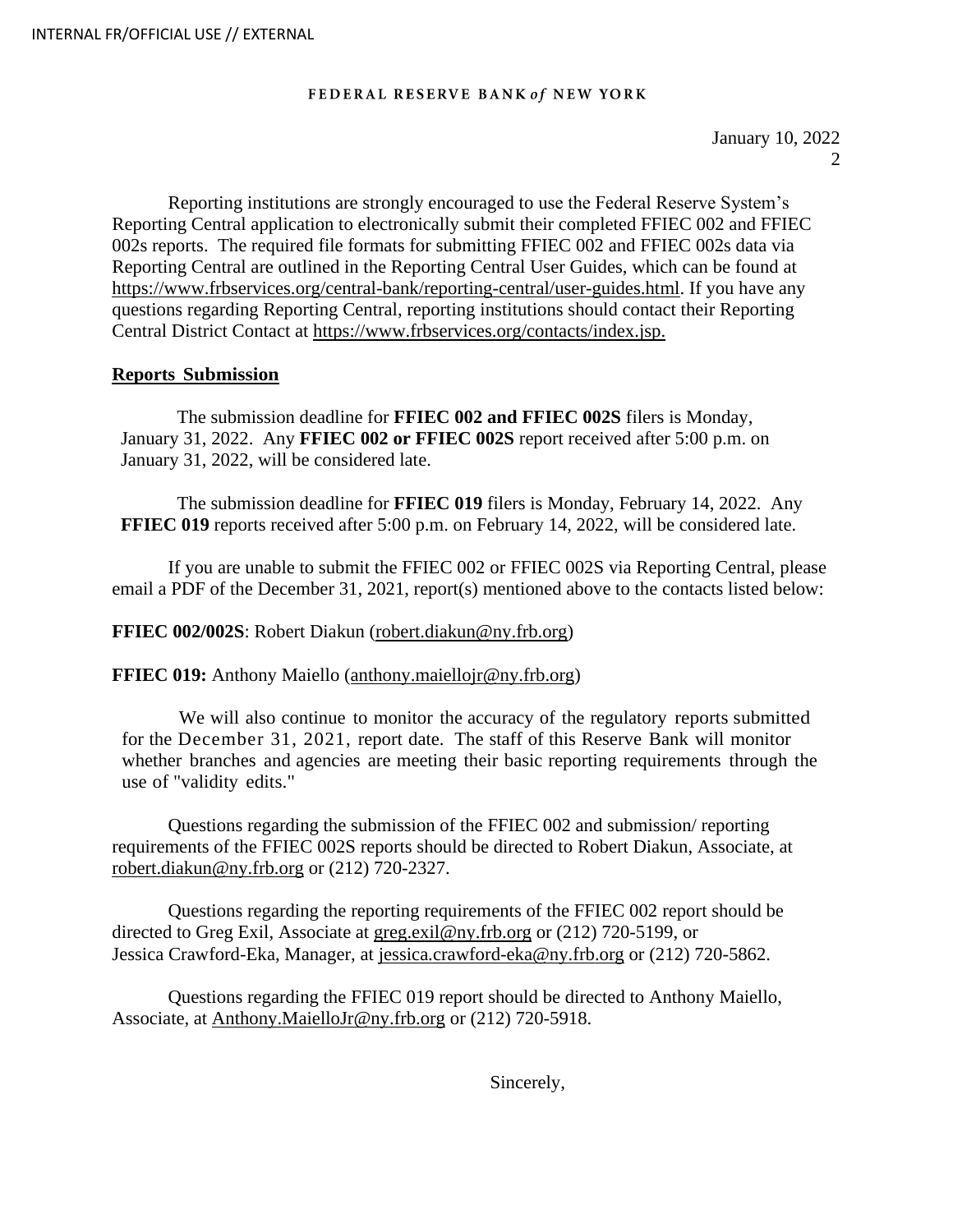Reporting institutions are strongly encouraged to use the Federal Reserve System's Reporting Central application to electronically submit their completed FFIEC 002 and FFIEC 002s reports. The required file formats for submitting FFIEC 002 and FFIEC 002s data via Reporting Central are outlined in the Reporting Central User Guides, which can be found at https://www.frbservices.org/central-bank/reporting-central/user-guides.html. If you have any questions regarding Reporting Central, reporting institutions should contact their Reporting Central District Contact at https://www.frbservices.org/contacts/index.jsp.

## Reports Submission

The submission deadline for **FFIEC 002 and FFIEC 002S** filers is Monday, January 31, 2022. Any **FFIEC 002 or FFIEC 002S** report received after 5:00 p.m. on January 31, 2022, will be considered late.

The submission deadline for **FFIEC 019** filers is Monday, February 14, 2022. Any **FFIEC 019** reports received after 5:00 p.m. on February 14, 2022, will be considered late.

If you are unable to submit the FFIEC 002 or FFIEC 002S via Reporting Central, please email a PDF of the December 31, 2021, report(s) mentioned above to the contacts listed below:

**FFIEC 002/002S**: Robert Diakun (robert.diakun@ny.frb.org)

**FFIEC 019:** Anthony Maiello (anthony.maiellojr@ny.frb.org)

We will also continue to monitor the accuracy of the regulatory reports submitted for the December 31, 2021, report date. The staff of this Reserve Bank will monitor whether branches and agencies are meeting their basic reporting requirements through the use of "validity edits."

Questions regarding the submission of the FFIEC 002 and submission/ reporting requirements of the FFIEC 002S reports should be directed to Robert Diakun, Associate, at robert.diakun@ny.frb.org or (212) 720-2327.

Questions regarding the reporting requirements of the FFIEC 002 report should be directed to Greg Exil, Associate at greg.exil@ny.frb.org or (212) 720-5199, or Jessica Crawford-Eka, Manager, at jessica.crawford-eka@ny.frb.org or (212) 720-5862.

Questions regarding the FFIEC 019 report should be directed to Anthony Maiello, Associate, at Anthony.MaielloJr@ny.frb.org or (212) 720-5918.

Sincerely,